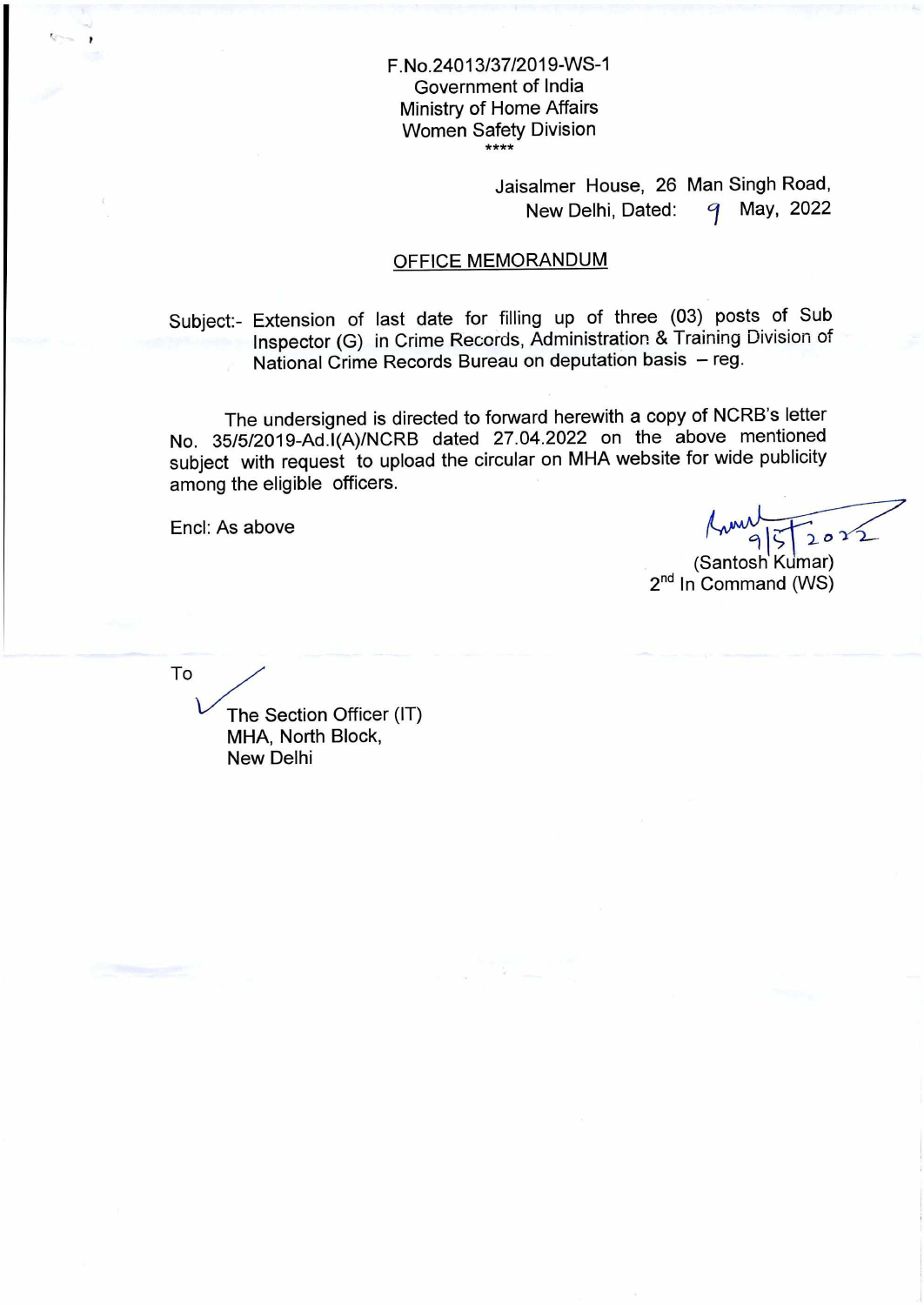F.No.24013/37/2019-WS-1
Government of India
Ministry of Home Affairs
Women Safety Division
\*\*\*\*

Jaisalmer House, 26 Man Singh Road,
New Delhi, Dated: 9 May, 2022

## OFFICE MEMORANDUM

Subject:- Extension of last date for filling up of three (03) posts of Sub Inspector (G) in Crime Records, Administration & Training Division of National Crime Records Bureau on deputation basis – reg.

The undersigned is directed to forward herewith a copy of NCRB's letter No. 35/5/2019-Ad.I(A)/NCRB dated 27.04.2022 on the above mentioned subject with request to upload the circular on MHA website for wide publicity among the eligible officers.

Encl: As above

9/5/2022
(Santosh Kumar)
2nd In Command (WS)

To

The Section Officer (IT)
MHA, North Block,
New Delhi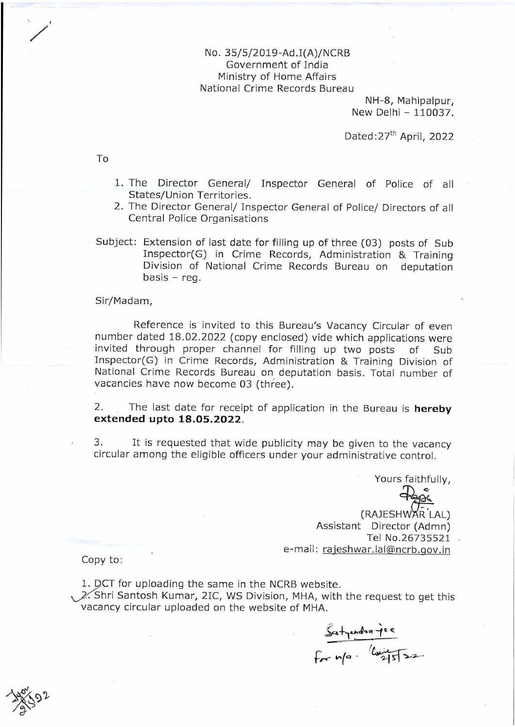No. 35/5/2019-Ad.I(A)/NCRB
Government of India
Ministry of Home Affairs
National Crime Records Bureau

NH-8, Mahipalpur,
New Delhi – 110037.

Dated: 27th April, 2022

To

1. The Director General/ Inspector General of Police of all States/Union Territories.
2. The Director General/ Inspector General of Police/ Directors of all Central Police Organisations

Subject: Extension of last date for filling up of three (03) posts of Sub Inspector(G) in Crime Records, Administration & Training Division of National Crime Records Bureau on deputation basis – reg.

Sir/Madam,

Reference is invited to this Bureau's Vacancy Circular of even number dated 18.02.2022 (copy enclosed) vide which applications were invited through proper channel for filling up two posts of Sub Inspector(G) in Crime Records, Administration & Training Division of National Crime Records Bureau on deputation basis. Total number of vacancies have now become 03 (three).

2. The last date for receipt of application in the Bureau is **hereby extended upto 18.05.2022**.

3. It is requested that wide publicity may be given to the vacancy circular among the eligible officers under your administrative control.

Yours faithfully,

(RAJESHWAR LAL)
Assistant Director (Admn)
Tel No.26735521
e-mail: rajeshwar.lal@ncrb.gov.in

Copy to:

1. DCT for uploading the same in the NCRB website.
2. Shri Santosh Kumar, 2IC, WS Division, MHA, with the request to get this vacancy circular uploaded on the website of MHA.

Satyendra jee
for n/a. 2/5/22.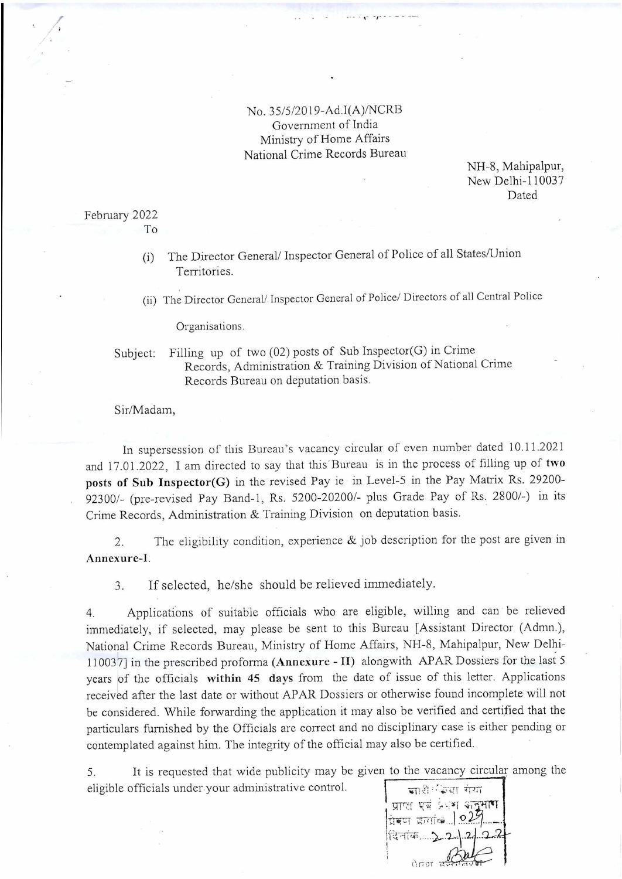No. 35/5/2019-Ad.I(A)/NCRB
Government of India
Ministry of Home Affairs
National Crime Records Bureau

NH-8, Mahipalpur,
New Delhi-110037
Dated

February 2022

To

(i) The Director General/ Inspector General of Police of all States/Union Territories.

(ii) The Director General/ Inspector General of Police/ Directors of all Central Police Organisations.

Subject: Filling up of two (02) posts of Sub Inspector(G) in Crime Records, Administration & Training Division of National Crime Records Bureau on deputation basis.

Sir/Madam,

In supersession of this Bureau's vacancy circular of even number dated 10.11.2021 and 17.01.2022, I am directed to say that this Bureau is in the process of filling up of **two posts of Sub Inspector(G)** in the revised Pay ie in Level-5 in the Pay Matrix Rs. 29200-92300/- (pre-revised Pay Band-1, Rs. 5200-20200/- plus Grade Pay of Rs. 2800/-) in its Crime Records, Administration & Training Division on deputation basis.

2. The eligibility condition, experience & job description for the post are given in **Annexure-I**.

3. If selected, he/she should be relieved immediately.

4. Applications of suitable officials who are eligible, willing and can be relieved immediately, if selected, may please be sent to this Bureau [Assistant Director (Admn.), National Crime Records Bureau, Ministry of Home Affairs, NH-8, Mahipalpur, New Delhi-110037] in the prescribed proforma **(Annexure - II)** alongwith APAR Dossiers for the last 5 years of the officials **within 45 days** from the date of issue of this letter. Applications received after the last date or without APAR Dossiers or otherwise found incomplete will not be considered. While forwarding the application it may also be verified and certified that the particulars furnished by the Officials are correct and no disciplinary case is either pending or contemplated against him. The integrity of the official may also be certified.

5. It is requested that wide publicity may be given to the vacancy circular among the eligible officials under your administrative control.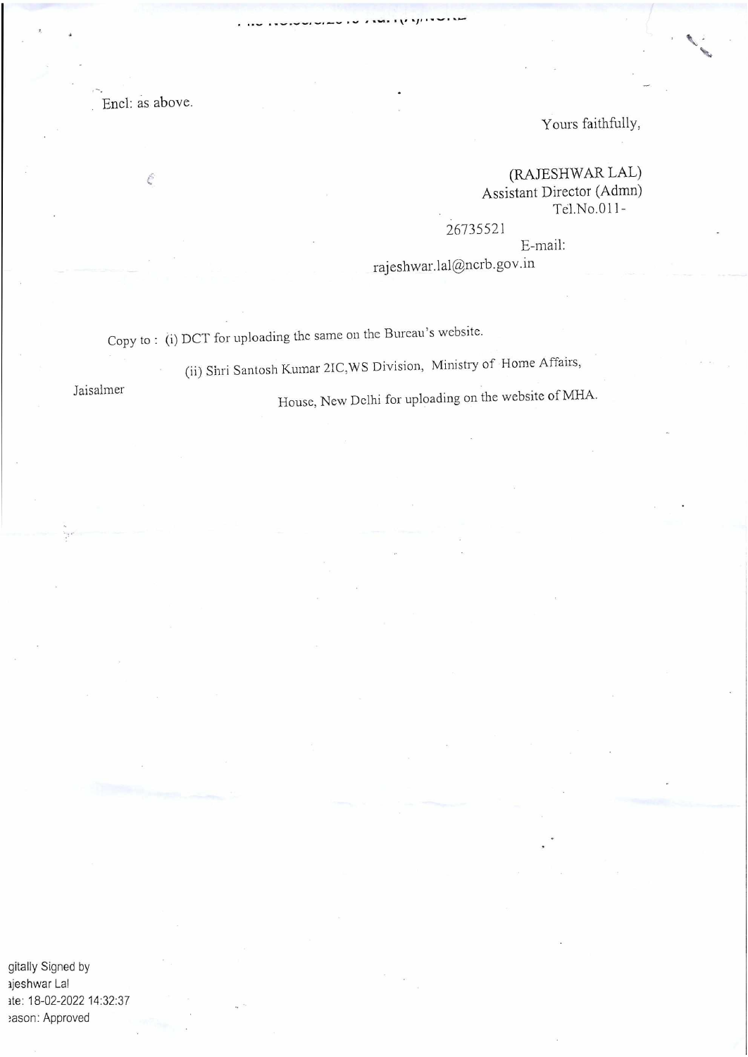Encl: as above.

Yours faithfully,

(RAJESHWAR LAL)
Assistant Director (Admn)
Tel.No.011-
26735521
E-mail:
rajeshwar.lal@ncrb.gov.in

Copy to : (i) DCT for uploading the same on the Bureau's website.

(ii) Shri Santosh Kumar 2IC,WS Division, Ministry of Home Affairs,

Jaisalmer

House, New Delhi for uploading on the website of MHA.

gitally Signed by
ajeshwar Lal
ate: 18-02-2022 14:32:37
eason: Approved